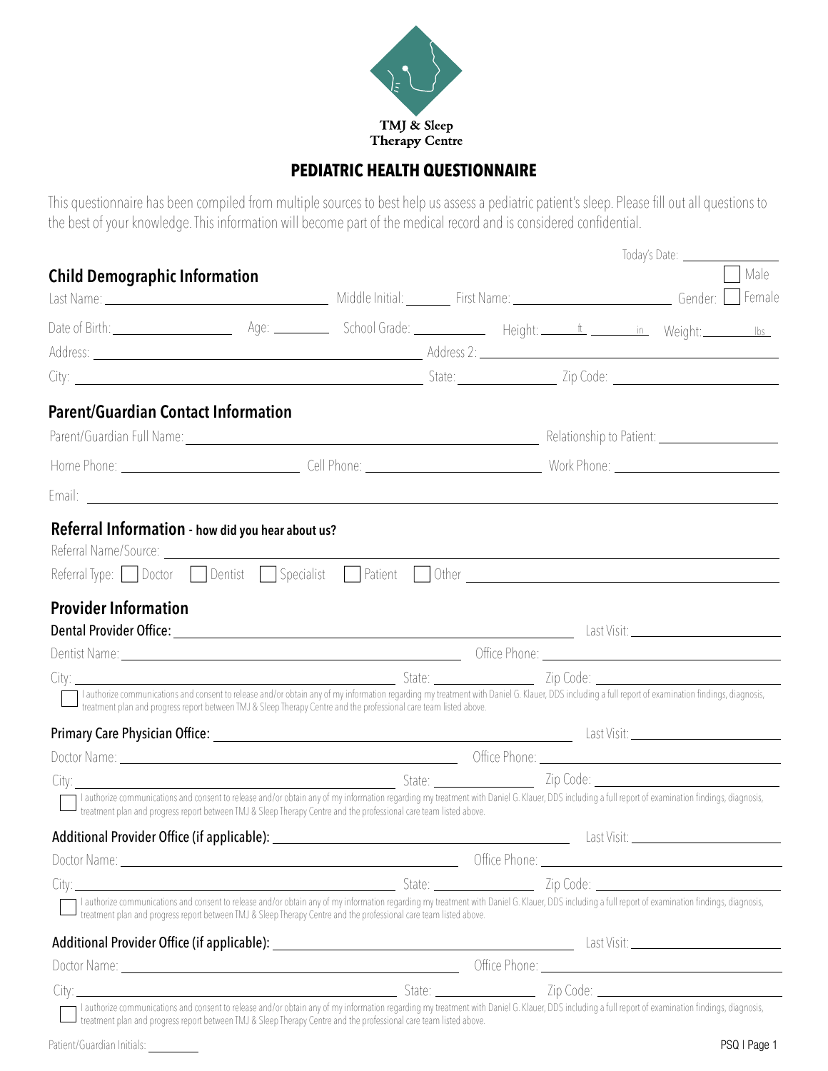TMJ & Sleep Therapy Centre

# PEDIATRIC HEALTH QUESTIONNAIRE

This questionnaire has been compiled from multiple sources to best help us assess a pediatric patient's sleep. Please fill out all questions to the best of your knowledge. This information will become part of the medical record and is considered confidential.

Today's Date: ____________

## Child Demographic Information

Last Name: ____________ Middle Initial: ______ First Name: ____________ Gender: ☐ Male ☐ Female

Date of Birth: ____________ Age: ______ School Grade: ______ Height: ______ ft ______ in Weight: ______ lbs

Address: ____________ Address 2: ____________

City: ____________ State: ______ Zip Code: ______

## Parent/Guardian Contact Information

Parent/Guardian Full Name: ____________ Relationship to Patient: ____________

Home Phone: ____________ Cell Phone: ____________ Work Phone: ____________

Email: ____________

## Referral Information - how did you hear about us?

Referral Name/Source: ____________

Referral Type: ☐ Doctor ☐ Dentist ☐ Specialist ☐ Patient ☐ Other ____________

## Provider Information

**Dental Provider Office:** ____________ Last Visit: ____________

Dentist Name: ____________ Office Phone: ____________

City: ____________ State: ______ Zip Code: ______

☐ I authorize communications and consent to release and/or obtain any of my information regarding my treatment with Daniel G. Klauer, DDS including a full report of examination findings, diagnosis, treatment plan and progress report between TMJ & Sleep Therapy Centre and the professional care team listed above.

**Primary Care Physician Office:** ____________ Last Visit: ____________

Doctor Name: ____________ Office Phone: ____________

City: ____________ State: ______ Zip Code: ______

☐ I authorize communications and consent to release and/or obtain any of my information regarding my treatment with Daniel G. Klauer, DDS including a full report of examination findings, diagnosis, treatment plan and progress report between TMJ & Sleep Therapy Centre and the professional care team listed above.

**Additional Provider Office (if applicable):** ____________ Last Visit: ____________

Doctor Name: ____________ Office Phone: ____________

City: ____________ State: ______ Zip Code: ______

☐ I authorize communications and consent to release and/or obtain any of my information regarding my treatment with Daniel G. Klauer, DDS including a full report of examination findings, diagnosis, treatment plan and progress report between TMJ & Sleep Therapy Centre and the professional care team listed above.

**Additional Provider Office (if applicable):** ____________ Last Visit: ____________

Doctor Name: ____________ Office Phone: ____________

City: ____________ State: ______ Zip Code: ______

☐ I authorize communications and consent to release and/or obtain any of my information regarding my treatment with Daniel G. Klauer, DDS including a full report of examination findings, diagnosis, treatment plan and progress report between TMJ & Sleep Therapy Centre and the professional care team listed above.

Patient/Guardian Initials: ______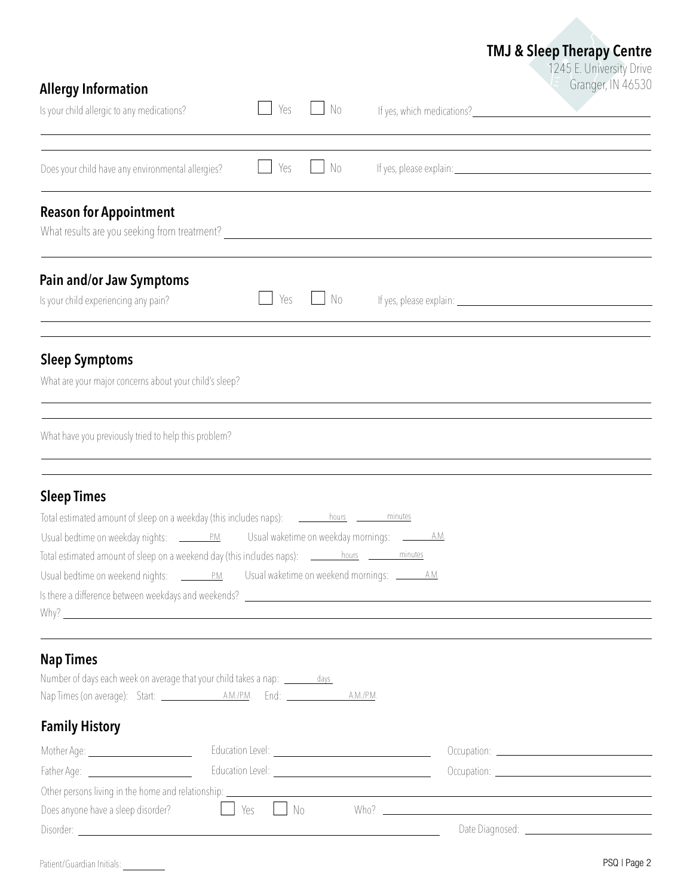**TMJ & Sleep Therapy Centre**
1245 E. University Drive
Granger, IN 46530

## Allergy Information

Is your child allergic to any medications? ☐ Yes ☐ No If yes, which medications? ____________________

Does your child have any environmental allergies? ☐ Yes ☐ No If yes, please explain: ____________________

## Reason for Appointment

What results are you seeking from treatment? ____________________

## Pain and/or Jaw Symptoms

Is your child experiencing any pain? ☐ Yes ☐ No If yes, please explain: ____________________

## Sleep Symptoms

What are your major concerns about your child's sleep?

____________________

What have you previously tried to help this problem?

____________________

## Sleep Times

Total estimated amount of sleep on a weekday (this includes naps): ______ hours ______ minutes

Usual bedtime on weekday nights: ______ P.M. Usual waketime on weekday mornings: ______ A.M.

Total estimated amount of sleep on a weekend day (this includes naps): ______ hours ______ minutes

Usual bedtime on weekend nights: ______ P.M. Usual waketime on weekend mornings: ______ A.M.

Is there a difference between weekdays and weekends? ____________________

Why? ____________________

## Nap Times

Number of days each week on average that your child takes a nap: ______ days

Nap Times (on average): Start: ______ A.M./P.M. End: ______ A.M./P.M.

## Family History

Mother Age: ______ Education Level: ______ Occupation: ______

Father Age: ______ Education Level: ______ Occupation: ______

Other persons living in the home and relationship: ____________________

Does anyone have a sleep disorder? ☐ Yes ☐ No Who? ____________________

Disorder: ____________________ Date Diagnosed: ______

Patient/Guardian Initials: ______

PSQ | Page 2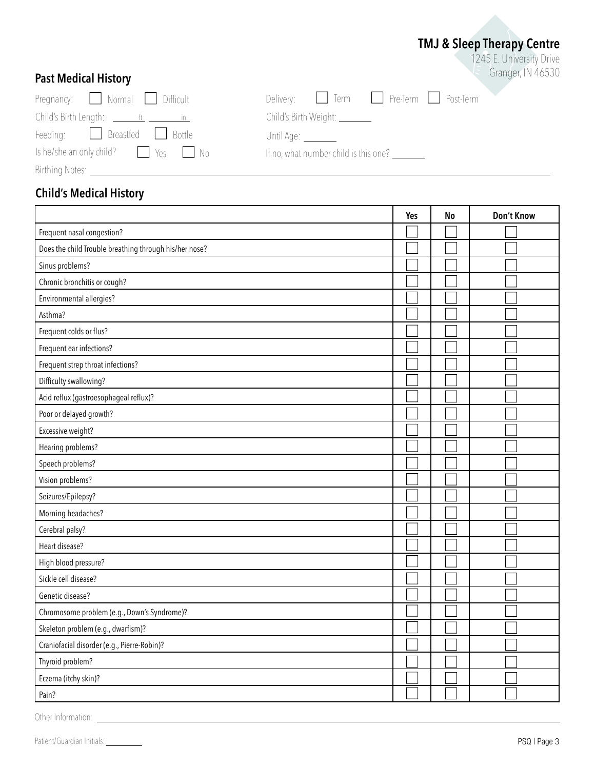**TMJ & Sleep Therapy Centre**
1245 E. University Drive
Granger, IN 46530

## Past Medical History

Pregnancy: ☐ Normal ☐ Difficult

Delivery: ☐ Term ☐ Pre-Term ☐ Post-Term

Child's Birth Length: ______ ft ______ in

Child's Birth Weight: ________

Feeding: ☐ Breastfed ☐ Bottle

Until Age: ________

Is he/she an only child? ☐ Yes ☐ No

If no, what number child is this one? ________

Birthing Notes: ______________________________

## Child's Medical History

| | Yes | No | Don't Know |
|---|---|---|---|
| Frequent nasal congestion? | ☐ | ☐ | ☐ |
| Does the child Trouble breathing through his/her nose? | ☐ | ☐ | ☐ |
| Sinus problems? | ☐ | ☐ | ☐ |
| Chronic bronchitis or cough? | ☐ | ☐ | ☐ |
| Environmental allergies? | ☐ | ☐ | ☐ |
| Asthma? | ☐ | ☐ | ☐ |
| Frequent colds or flus? | ☐ | ☐ | ☐ |
| Frequent ear infections? | ☐ | ☐ | ☐ |
| Frequent strep throat infections? | ☐ | ☐ | ☐ |
| Difficulty swallowing? | ☐ | ☐ | ☐ |
| Acid reflux (gastroesophageal reflux)? | ☐ | ☐ | ☐ |
| Poor or delayed growth? | ☐ | ☐ | ☐ |
| Excessive weight? | ☐ | ☐ | ☐ |
| Hearing problems? | ☐ | ☐ | ☐ |
| Speech problems? | ☐ | ☐ | ☐ |
| Vision problems? | ☐ | ☐ | ☐ |
| Seizures/Epilepsy? | ☐ | ☐ | ☐ |
| Morning headaches? | ☐ | ☐ | ☐ |
| Cerebral palsy? | ☐ | ☐ | ☐ |
| Heart disease? | ☐ | ☐ | ☐ |
| High blood pressure? | ☐ | ☐ | ☐ |
| Sickle cell disease? | ☐ | ☐ | ☐ |
| Genetic disease? | ☐ | ☐ | ☐ |
| Chromosome problem (e.g., Down's Syndrome)? | ☐ | ☐ | ☐ |
| Skeleton problem (e.g., dwarfism)? | ☐ | ☐ | ☐ |
| Craniofacial disorder (e.g., Pierre-Robin)? | ☐ | ☐ | ☐ |
| Thyroid problem? | ☐ | ☐ | ☐ |
| Eczema (itchy skin)? | ☐ | ☐ | ☐ |
| Pain? | ☐ | ☐ | ☐ |

Other Information: ______________________________

Patient/Guardian Initials: ________

PSQ | Page 3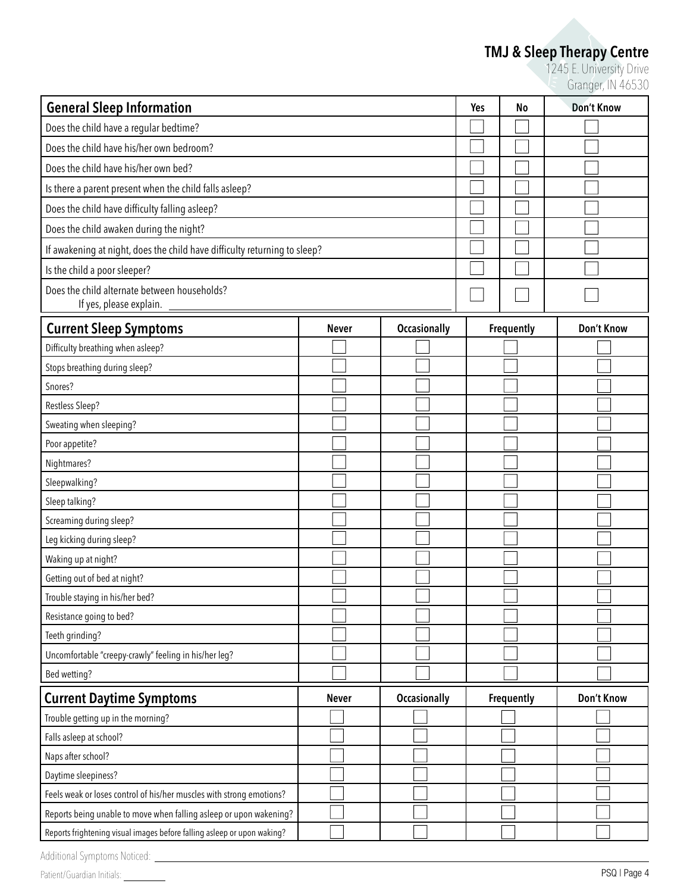**TMJ & Sleep Therapy Centre**
1245 E. University Drive
Granger, IN 46530

| General Sleep Information | Yes | No | Don't Know |
|---|---|---|---|
| Does the child have a regular bedtime? | ☐ | ☐ | ☐ |
| Does the child have his/her own bedroom? | ☐ | ☐ | ☐ |
| Does the child have his/her own bed? | ☐ | ☐ | ☐ |
| Is there a parent present when the child falls asleep? | ☐ | ☐ | ☐ |
| Does the child have difficulty falling asleep? | ☐ | ☐ | ☐ |
| Does the child awaken during the night? | ☐ | ☐ | ☐ |
| If awakening at night, does the child have difficulty returning to sleep? | ☐ | ☐ | ☐ |
| Is the child a poor sleeper? | ☐ | ☐ | ☐ |
| Does the child alternate between households? If yes, please explain. ________ | ☐ | ☐ | ☐ |

| Current Sleep Symptoms | Never | Occasionally | Frequently | Don't Know |
|---|---|---|---|---|
| Difficulty breathing when asleep? | ☐ | ☐ | ☐ | ☐ |
| Stops breathing during sleep? | ☐ | ☐ | ☐ | ☐ |
| Snores? | ☐ | ☐ | ☐ | ☐ |
| Restless Sleep? | ☐ | ☐ | ☐ | ☐ |
| Sweating when sleeping? | ☐ | ☐ | ☐ | ☐ |
| Poor appetite? | ☐ | ☐ | ☐ | ☐ |
| Nightmares? | ☐ | ☐ | ☐ | ☐ |
| Sleepwalking? | ☐ | ☐ | ☐ | ☐ |
| Sleep talking? | ☐ | ☐ | ☐ | ☐ |
| Screaming during sleep? | ☐ | ☐ | ☐ | ☐ |
| Leg kicking during sleep? | ☐ | ☐ | ☐ | ☐ |
| Waking up at night? | ☐ | ☐ | ☐ | ☐ |
| Getting out of bed at night? | ☐ | ☐ | ☐ | ☐ |
| Trouble staying in his/her bed? | ☐ | ☐ | ☐ | ☐ |
| Resistance going to bed? | ☐ | ☐ | ☐ | ☐ |
| Teeth grinding? | ☐ | ☐ | ☐ | ☐ |
| Uncomfortable "creepy-crawly" feeling in his/her leg? | ☐ | ☐ | ☐ | ☐ |
| Bed wetting? | ☐ | ☐ | ☐ | ☐ |

| Current Daytime Symptoms | Never | Occasionally | Frequently | Don't Know |
|---|---|---|---|---|
| Trouble getting up in the morning? | ☐ | ☐ | ☐ | ☐ |
| Falls asleep at school? | ☐ | ☐ | ☐ | ☐ |
| Naps after school? | ☐ | ☐ | ☐ | ☐ |
| Daytime sleepiness? | ☐ | ☐ | ☐ | ☐ |
| Feels weak or loses control of his/her muscles with strong emotions? | ☐ | ☐ | ☐ | ☐ |
| Reports being unable to move when falling asleep or upon wakening? | ☐ | ☐ | ☐ | ☐ |
| Reports frightening visual images before falling asleep or upon waking? | ☐ | ☐ | ☐ | ☐ |

Additional Symptoms Noticed: ________

Patient/Guardian Initials: ________

PSQ | Page 4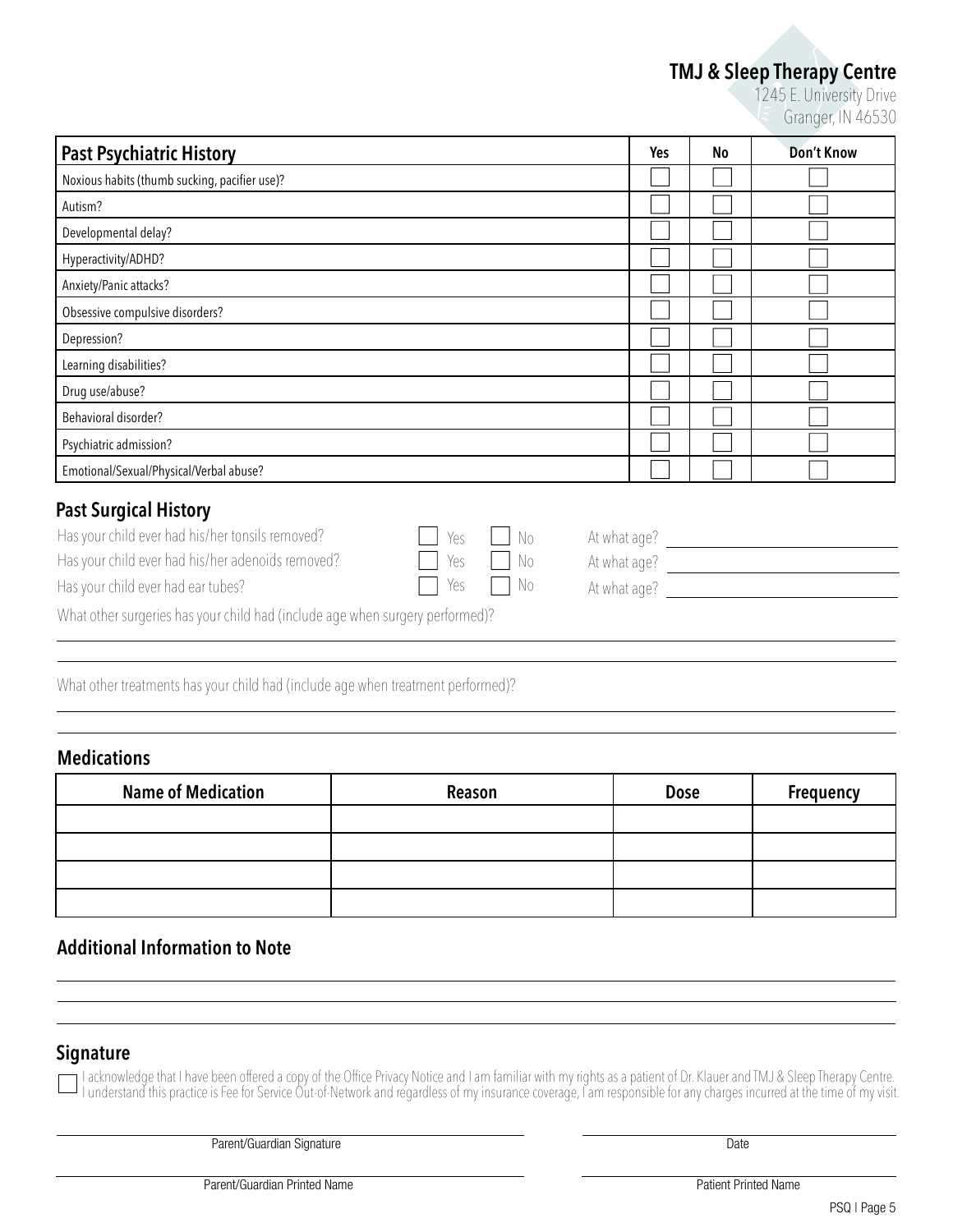**TMJ & Sleep Therapy Centre**
1245 E. University Drive
Granger, IN 46530

| Past Psychiatric History | Yes | No | Don't Know |
|---|---|---|---|
| Noxious habits (thumb sucking, pacifier use)? | ☐ | ☐ | ☐ |
| Autism? | ☐ | ☐ | ☐ |
| Developmental delay? | ☐ | ☐ | ☐ |
| Hyperactivity/ADHD? | ☐ | ☐ | ☐ |
| Anxiety/Panic attacks? | ☐ | ☐ | ☐ |
| Obsessive compulsive disorders? | ☐ | ☐ | ☐ |
| Depression? | ☐ | ☐ | ☐ |
| Learning disabilities? | ☐ | ☐ | ☐ |
| Drug use/abuse? | ☐ | ☐ | ☐ |
| Behavioral disorder? | ☐ | ☐ | ☐ |
| Psychiatric admission? | ☐ | ☐ | ☐ |
| Emotional/Sexual/Physical/Verbal abuse? | ☐ | ☐ | ☐ |

## Past Surgical History

Has your child ever had his/her tonsils removed? ☐ Yes ☐ No At what age? ________________

Has your child ever had his/her adenoids removed? ☐ Yes ☐ No At what age? ________________

Has your child ever had ear tubes? ☐ Yes ☐ No At what age? ________________

What other surgeries has your child had (include age when surgery performed)?

________________________________________________

________________________________________________

What other treatments has your child had (include age when treatment performed)?

________________________________________________

________________________________________________

## Medications

| Name of Medication | Reason | Dose | Frequency |
|---|---|---|---|
| | | | |
| | | | |
| | | | |
| | | | |

## Additional Information to Note

________________________________________________

________________________________________________

________________________________________________

## Signature

☐ I acknowledge that I have been offered a copy of the Office Privacy Notice and I am familiar with my rights as a patient of Dr. Klauer and TMJ & Sleep Therapy Centre. I understand this practice is Fee for Service Out-of-Network and regardless of my insurance coverage, I am responsible for any charges incurred at the time of my visit.

________________________________ Parent/Guardian Signature

________________ Date

________________________________ Parent/Guardian Printed Name

________________ Patient Printed Name